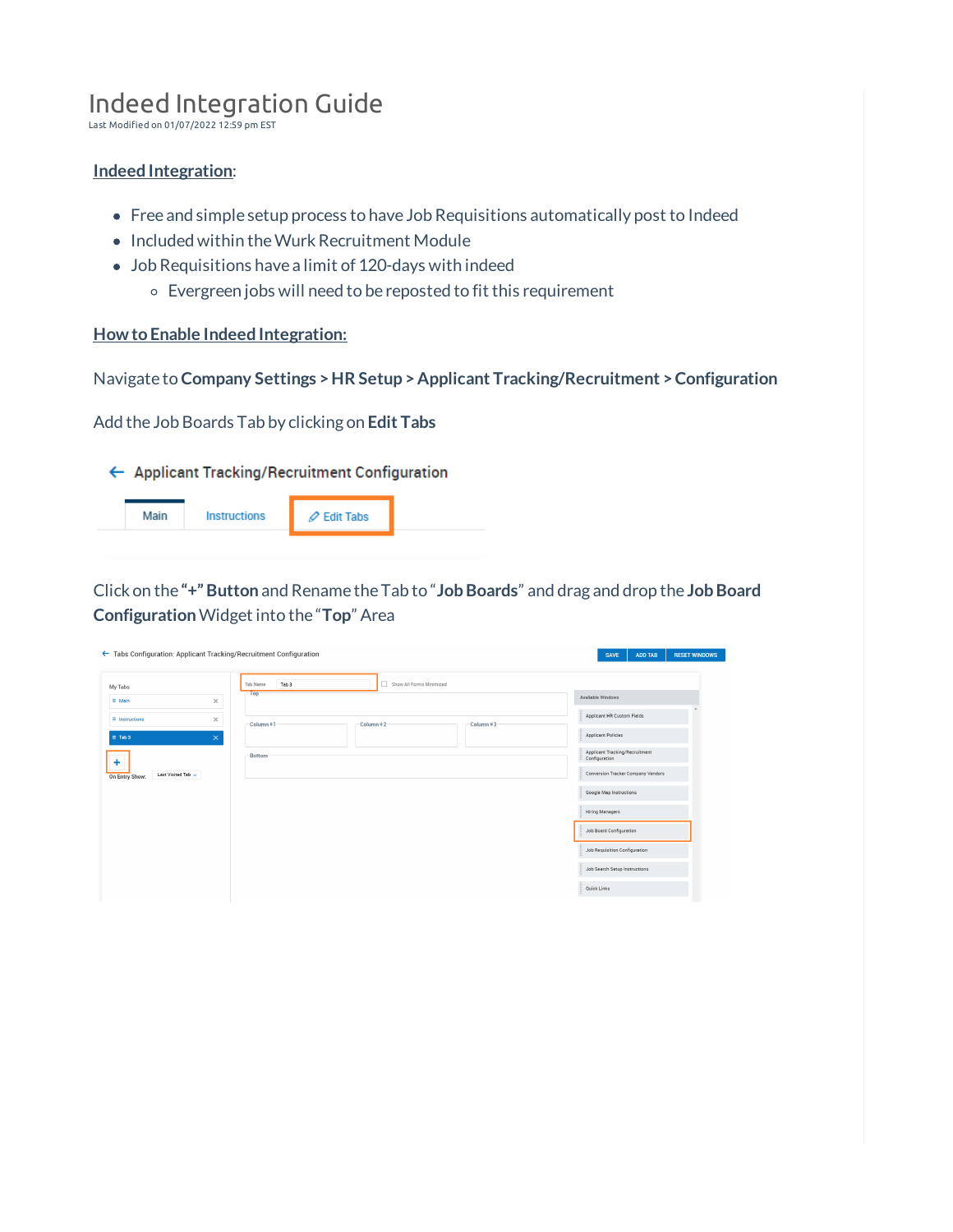# Indeed Integration Guide

Last Modified on 01/07/2022 12:59 pm EST

**Indeed Integration**:

- Free and simple setup process to have Job Requisitions automatically post to Indeed
- Included within the Wurk Recruitment Module
- Job Requisitions have a limit of 120-days with indeed
  - Evergreen jobs will need to be reposted to fit this requirement

**How to Enable Indeed Integration:**

Navigate to **Company Settings > HR Setup > Applicant Tracking/Recruitment > Configuration**

Add the Job Boards Tab by clicking on **Edit Tabs**

Click on the **"+" Button** and Rename the Tab to "**Job Boards**" and drag and drop the **Job Board Configuration** Widget into the "**Top**" Area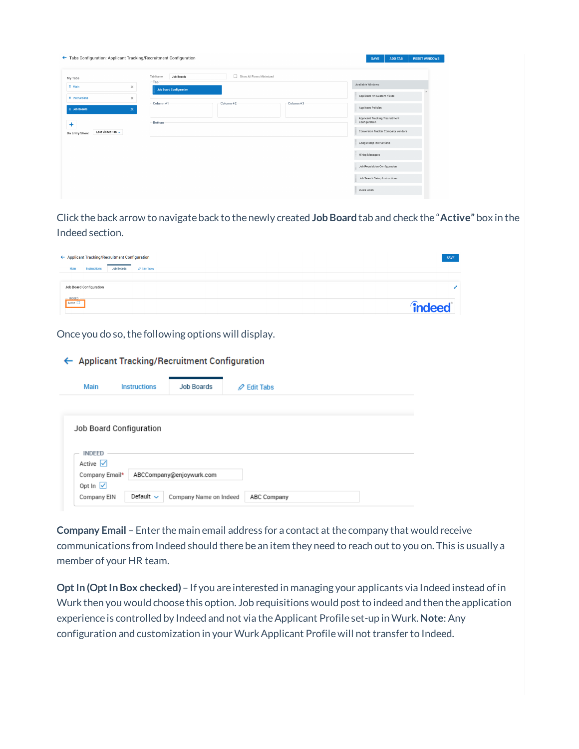Click the back arrow to navigate back to the newly created **Job Board** tab and check the "**Active**" box in the Indeed section.

Once you do so, the following options will display.

**Company Email** – Enter the main email address for a contact at the company that would receive communications from Indeed should there be an item they need to reach out to you on. This is usually a member of your HR team.

**Opt In (Opt In Box checked)** – If you are interested in managing your applicants via Indeed instead of in Wurk then you would choose this option. Job requisitions would post to indeed and then the application experience is controlled by Indeed and not via the Applicant Profile set-up in Wurk. **Note**: Any configuration and customization in your Wurk Applicant Profile will not transfer to Indeed.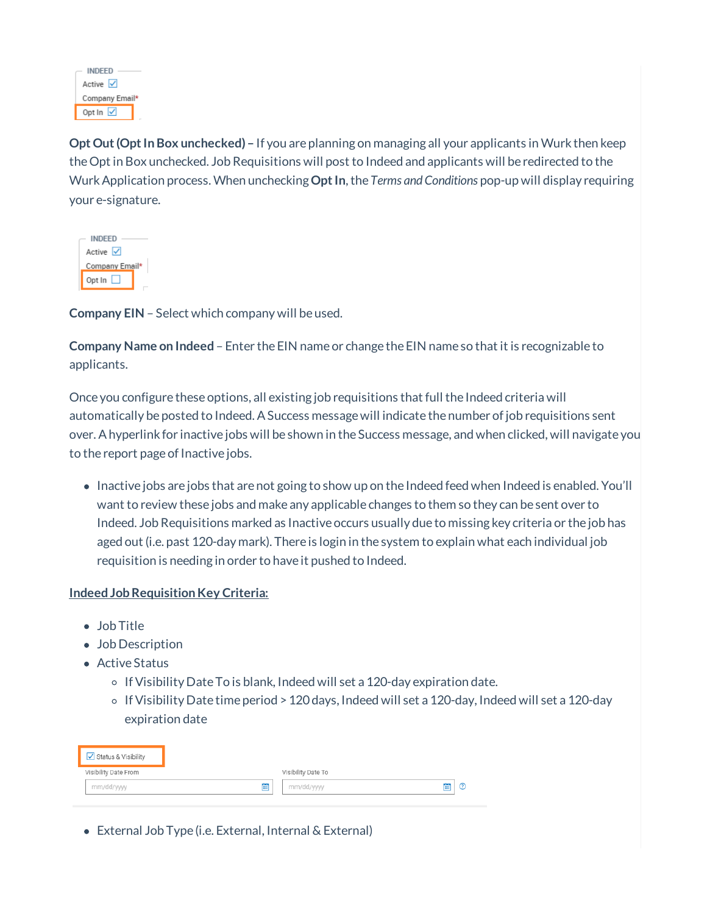INDEED

Active ☑

Company Email*

Opt In ☑

**Opt Out (Opt In Box unchecked) –** If you are planning on managing all your applicants in Wurk then keep the Opt in Box unchecked. Job Requisitions will post to Indeed and applicants will be redirected to the Wurk Application process. When unchecking **Opt In**, the *Terms and Conditions* pop-up will display requiring your e-signature.

INDEED

Active ☑

Company Email*

Opt In ☐

**Company EIN** – Select which company will be used.

**Company Name on Indeed** – Enter the EIN name or change the EIN name so that it is recognizable to applicants.

Once you configure these options, all existing job requisitions that full the Indeed criteria will automatically be posted to Indeed. A Success message will indicate the number of job requisitions sent over. A hyperlink for inactive jobs will be shown in the Success message, and when clicked, will navigate you to the report page of Inactive jobs.

- Inactive jobs are jobs that are not going to show up on the Indeed feed when Indeed is enabled. You'll want to review these jobs and make any applicable changes to them so they can be sent over to Indeed. Job Requisitions marked as Inactive occurs usually due to missing key criteria or the job has aged out (i.e. past 120-day mark). There is login in the system to explain what each individual job requisition is needing in order to have it pushed to Indeed.

<u>**Indeed Job Requisition Key Criteria:**</u>

- Job Title
- Job Description
- Active Status
  - If Visibility Date To is blank, Indeed will set a 120-day expiration date.
  - If Visibility Date time period > 120 days, Indeed will set a 120-day, Indeed will set a 120-day expiration date

☑ Status & Visibility

Visibility Date From mm/dd/yyyy

Visibility Date To mm/dd/yyyy

- External Job Type (i.e. External, Internal & External)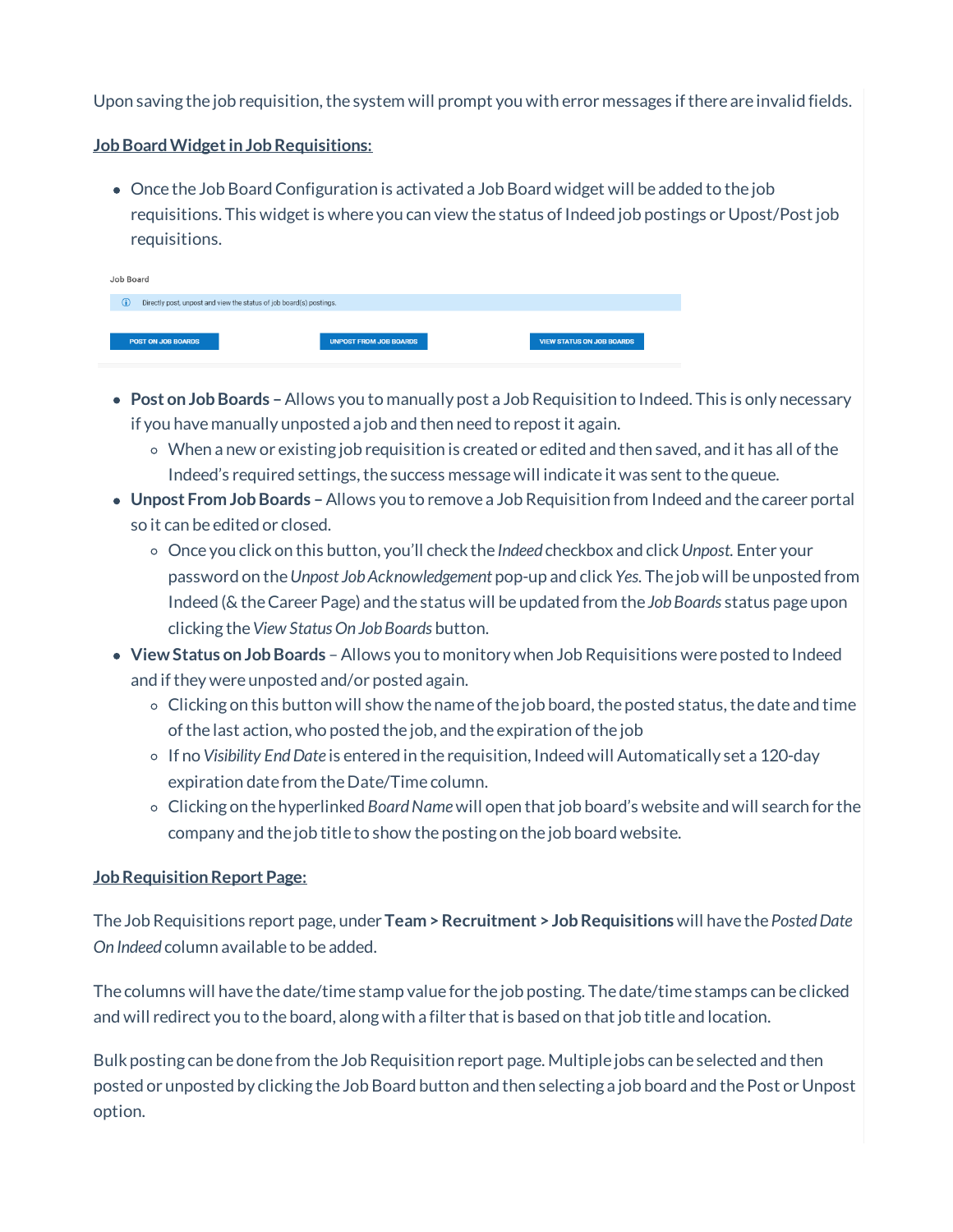Upon saving the job requisition, the system will prompt you with error messages if there are invalid fields.

**Job Board Widget in Job Requisitions:**

- Once the Job Board Configuration is activated a Job Board widget will be added to the job requisitions. This widget is where you can view the status of Indeed job postings or Upost/Post job requisitions.

Job Board

Directly post, unpost and view the status of job board(s) postings.

POST ON JOB BOARDS | UNPOST FROM JOB BOARDS | VIEW STATUS ON JOB BOARDS

- **Post on Job Boards –** Allows you to manually post a Job Requisition to Indeed. This is only necessary if you have manually unposted a job and then need to repost it again.
  - When a new or existing job requisition is created or edited and then saved, and it has all of the Indeed's required settings, the success message will indicate it was sent to the queue.
- **Unpost From Job Boards –** Allows you to remove a Job Requisition from Indeed and the career portal so it can be edited or closed.
  - Once you click on this button, you'll check the *Indeed* checkbox and click *Unpost.* Enter your password on the *Unpost Job Acknowledgement* pop-up and click *Yes.* The job will be unposted from Indeed (& the Career Page) and the status will be updated from the *Job Boards* status page upon clicking the *View Status On Job Boards* button.
- **View Status on Job Boards** – Allows you to monitory when Job Requisitions were posted to Indeed and if they were unposted and/or posted again.
  - Clicking on this button will show the name of the job board, the posted status, the date and time of the last action, who posted the job, and the expiration of the job
  - If no *Visibility End Date* is entered in the requisition, Indeed will Automatically set a 120-day expiration date from the Date/Time column.
  - Clicking on the hyperlinked *Board Name* will open that job board's website and will search for the company and the job title to show the posting on the job board website.

**Job Requisition Report Page:**

The Job Requisitions report page, under **Team > Recruitment > Job Requisitions** will have the *Posted Date On Indeed* column available to be added.

The columns will have the date/time stamp value for the job posting. The date/time stamps can be clicked and will redirect you to the board, along with a filter that is based on that job title and location.

Bulk posting can be done from the Job Requisition report page. Multiple jobs can be selected and then posted or unposted by clicking the Job Board button and then selecting a job board and the Post or Unpost option.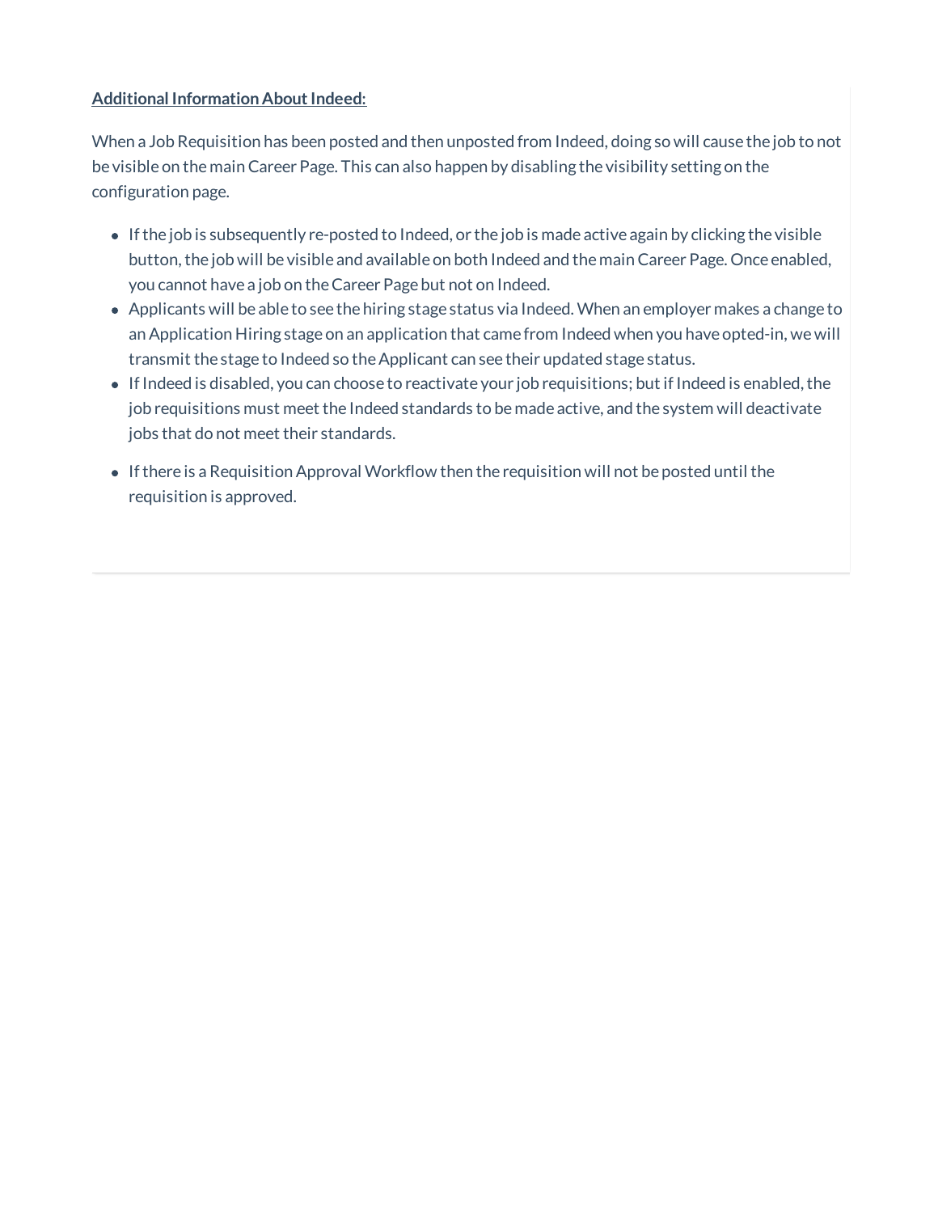**Additional Information About Indeed:**

When a Job Requisition has been posted and then unposted from Indeed, doing so will cause the job to not be visible on the main Career Page. This can also happen by disabling the visibility setting on the configuration page.

- If the job is subsequently re-posted to Indeed, or the job is made active again by clicking the visible button, the job will be visible and available on both Indeed and the main Career Page. Once enabled, you cannot have a job on the Career Page but not on Indeed.
- Applicants will be able to see the hiring stage status via Indeed. When an employer makes a change to an Application Hiring stage on an application that came from Indeed when you have opted-in, we will transmit the stage to Indeed so the Applicant can see their updated stage status.
- If Indeed is disabled, you can choose to reactivate your job requisitions; but if Indeed is enabled, the job requisitions must meet the Indeed standards to be made active, and the system will deactivate jobs that do not meet their standards.
- If there is a Requisition Approval Workflow then the requisition will not be posted until the requisition is approved.